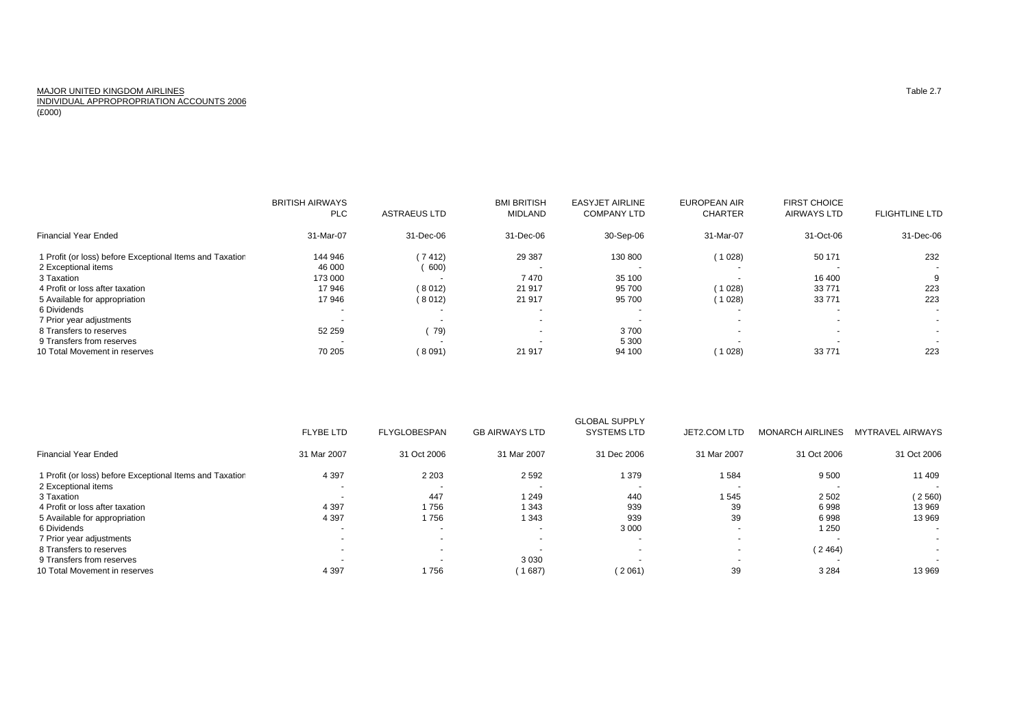MAJOR UNITED KINGDOM AIRLINES
INDIVIDUAL APPROPROPRIATION ACCOUNTS 2006
(£000)

Table 2.7

| | BRITISH AIRWAYS PLC | ASTRAEUS LTD | BMI BRITISH MIDLAND | EASYJET AIRLINE COMPANY LTD | EUROPEAN AIR CHARTER | FIRST CHOICE AIRWAYS LTD | FLIGHTLINE LTD |
|---|---|---|---|---|---|---|---|
| Financial Year Ended | 31-Mar-07 | 31-Dec-06 | 31-Dec-06 | 30-Sep-06 | 31-Mar-07 | 31-Oct-06 | 31-Dec-06 |
| 1 Profit (or loss) before Exceptional Items and Taxation | 144 946 | ( 7 412) | 29 387 | 130 800 | ( 1 028) | 50 171 | 232 |
| 2 Exceptional items | 46 000 | ( 600) | - | - | - | - | - |
| 3 Taxation | 173 000 | - | 7 470 | 35 100 | - | 16 400 | 9 |
| 4 Profit or loss after taxation | 17 946 | ( 8 012) | 21 917 | 95 700 | ( 1 028) | 33 771 | 223 |
| 5 Available for appropriation | 17 946 | ( 8 012) | 21 917 | 95 700 | ( 1 028) | 33 771 | 223 |
| 6 Dividends | - | - | - | - | - | - | - |
| 7 Prior year adjustments | - | - | - | - | - | - | - |
| 8 Transfers to reserves | 52 259 | ( 79) | - | 3 700 | - | - | - |
| 9 Transfers from reserves | - | - | - | 5 300 | - | - | - |
| 10 Total Movement in reserves | 70 205 | ( 8 091) | 21 917 | 94 100 | ( 1 028) | 33 771 | 223 |

| | FLYBE LTD | FLYGLOBESPAN | GB AIRWAYS LTD | GLOBAL SUPPLY SYSTEMS LTD | JET2.COM LTD | MONARCH AIRLINES | MYTRAVEL AIRWAYS |
|---|---|---|---|---|---|---|---|
| Financial Year Ended | 31 Mar 2007 | 31 Oct 2006 | 31 Mar 2007 | 31 Dec 2006 | 31 Mar 2007 | 31 Oct 2006 | 31 Oct 2006 |
| 1 Profit (or loss) before Exceptional Items and Taxation | 4 397 | 2 203 | 2 592 | 1 379 | 1 584 | 9 500 | 11 409 |
| 2 Exceptional items | - | - | - | - | - | - | - |
| 3 Taxation | - | 447 | 1 249 | 440 | 1 545 | 2 502 | ( 2 560) |
| 4 Profit or loss after taxation | 4 397 | 1 756 | 1 343 | 939 | 39 | 6 998 | 13 969 |
| 5 Available for appropriation | 4 397 | 1 756 | 1 343 | 939 | 39 | 6 998 | 13 969 |
| 6 Dividends | - | - | - | 3 000 | - | 1 250 | - |
| 7 Prior year adjustments | - | - | - | - | - | - | - |
| 8 Transfers to reserves | - | - | - | - | - | ( 2 464) | - |
| 9 Transfers from reserves | - | - | 3 030 | - | - | - | - |
| 10 Total Movement in reserves | 4 397 | 1 756 | ( 1 687) | ( 2 061) | 39 | 3 284 | 13 969 |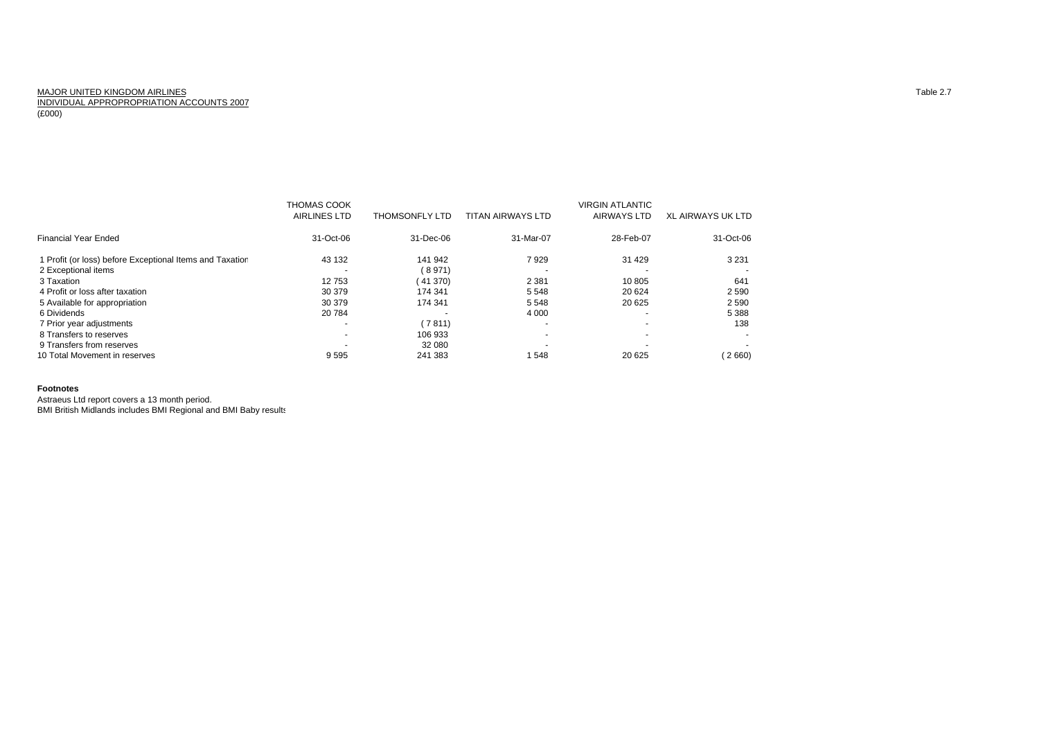MAJOR UNITED KINGDOM AIRLINES
INDIVIDUAL APPROPROPRIATION ACCOUNTS 2007
(£000)

Table 2.7

| | THOMAS COOK AIRLINES LTD | THOMSONFLY LTD | TITAN AIRWAYS LTD | VIRGIN ATLANTIC AIRWAYS LTD | XL AIRWAYS UK LTD |
|---|---|---|---|---|---|
| Financial Year Ended | 31-Oct-06 | 31-Dec-06 | 31-Mar-07 | 28-Feb-07 | 31-Oct-06 |
| 1 Profit (or loss) before Exceptional Items and Taxation | 43 132 | 141 942 | 7 929 | 31 429 | 3 231 |
| 2 Exceptional items | - | ( 8 971) | - | - | - |
| 3 Taxation | 12 753 | ( 41 370) | 2 381 | 10 805 | 641 |
| 4 Profit or loss after taxation | 30 379 | 174 341 | 5 548 | 20 624 | 2 590 |
| 5 Available for appropriation | 30 379 | 174 341 | 5 548 | 20 625 | 2 590 |
| 6 Dividends | 20 784 | - | 4 000 | - | 5 388 |
| 7 Prior year adjustments | - | ( 7 811) | - | - | 138 |
| 8 Transfers to reserves | - | 106 933 | - | - | - |
| 9 Transfers from reserves | - | 32 080 | - | - | - |
| 10 Total Movement in reserves | 9 595 | 241 383 | 1 548 | 20 625 | ( 2 660) |

**Footnotes**

Astraeus Ltd report covers a 13 month period.
BMI British Midlands includes BMI Regional and BMI Baby results